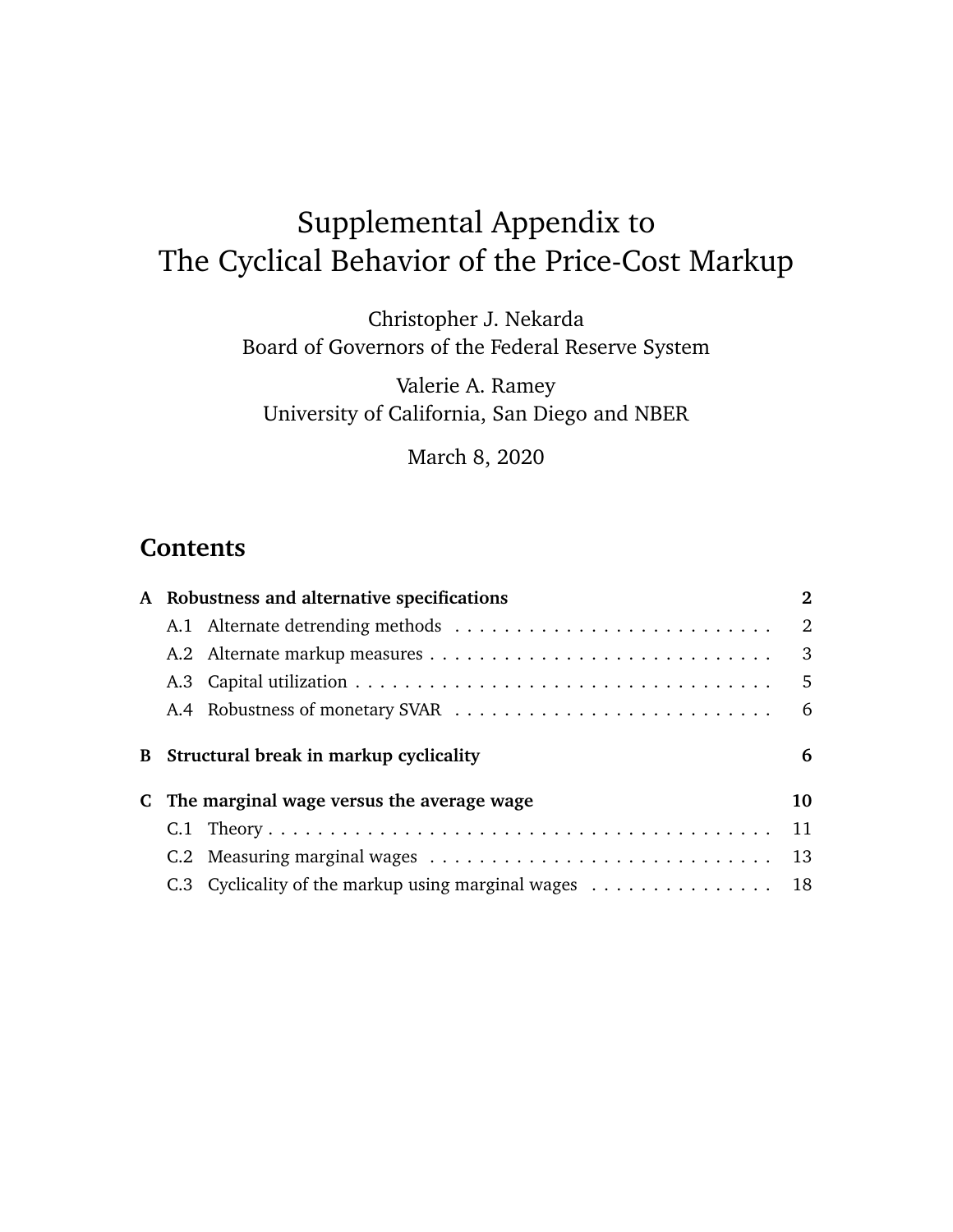# Supplemental Appendix to The Cyclical Behavior of the Price-Cost Markup

Christopher J. Nekarda
Board of Governors of the Federal Reserve System

Valerie A. Ramey
University of California, San Diego and NBER

March 8, 2020

## Contents

**A Robustness and alternative specifications** **2**

- A.1 Alternate detrending methods . . . . . . . . . . . . . . . . . . . . . . . . . . 2
- A.2 Alternate markup measures . . . . . . . . . . . . . . . . . . . . . . . . . . . . 3
- A.3 Capital utilization . . . . . . . . . . . . . . . . . . . . . . . . . . . . . . . . . . . 5
- A.4 Robustness of monetary SVAR . . . . . . . . . . . . . . . . . . . . . . . . . . 6

**B Structural break in markup cyclicality** **6**

**C The marginal wage versus the average wage** **10**

- C.1 Theory . . . . . . . . . . . . . . . . . . . . . . . . . . . . . . . . . . . . . . . . . . 11
- C.2 Measuring marginal wages . . . . . . . . . . . . . . . . . . . . . . . . . . . . 13
- C.3 Cyclicality of the markup using marginal wages . . . . . . . . . . . . . . . 18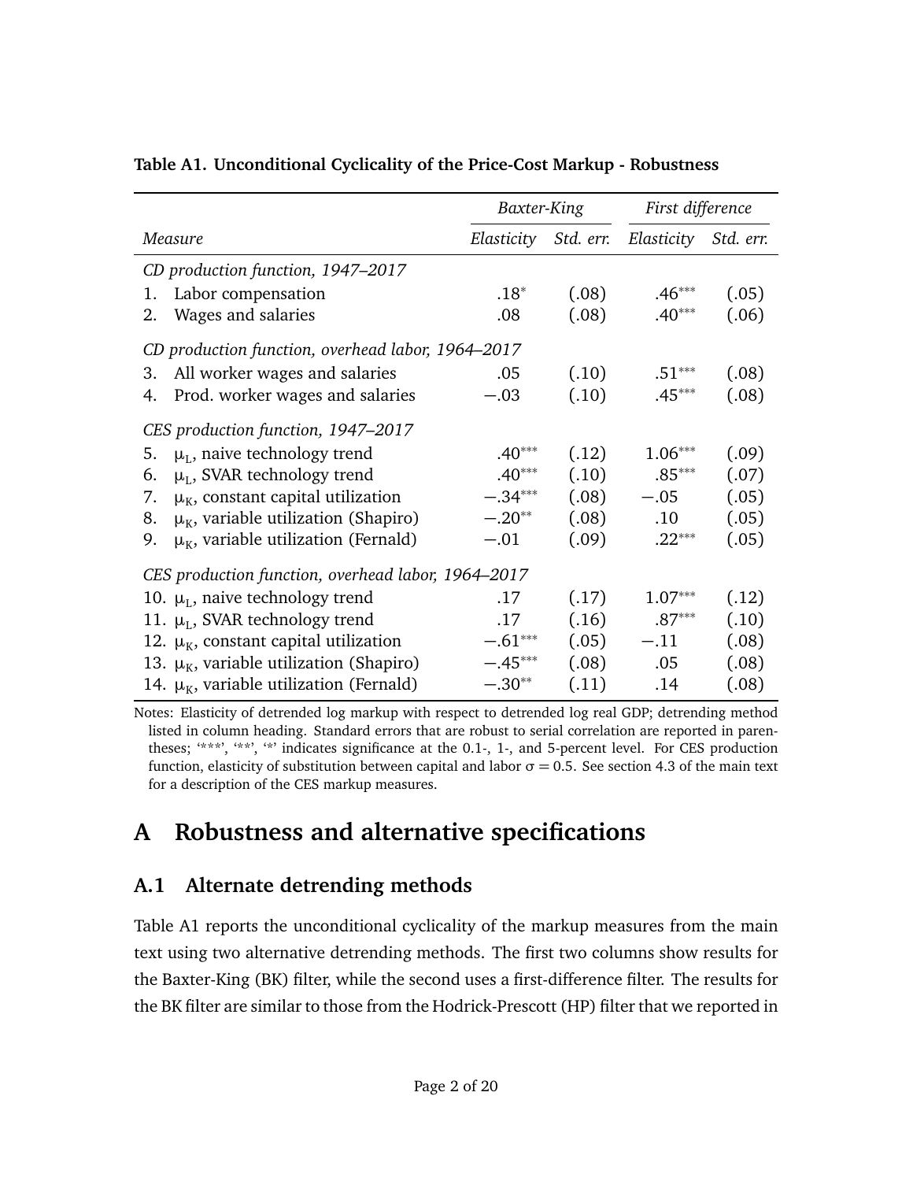**Table A1. Unconditional Cyclicality of the Price-Cost Markup - Robustness**

| *Measure* | *Baxter-King* | | *First difference* | |
|---|---|---|---|---|
| | *Elasticity* | *Std. err.* | *Elasticity* | *Std. err.* |
| *CD production function, 1947–2017* | | | | |
| 1. Labor compensation | .18* | (.08) | .46*** | (.05) |
| 2. Wages and salaries | .08 | (.08) | .40*** | (.06) |
| *CD production function, overhead labor, 1964–2017* | | | | |
| 3. All worker wages and salaries | .05 | (.10) | .51*** | (.08) |
| 4. Prod. worker wages and salaries | −.03 | (.10) | .45*** | (.08) |
| *CES production function, 1947–2017* | | | | |
| 5. $\mu_L$, naive technology trend | .40*** | (.12) | 1.06*** | (.09) |
| 6. $\mu_L$, SVAR technology trend | .40*** | (.10) | .85*** | (.07) |
| 7. $\mu_K$, constant capital utilization | −.34*** | (.08) | −.05 | (.05) |
| 8. $\mu_K$, variable utilization (Shapiro) | −.20** | (.08) | .10 | (.05) |
| 9. $\mu_K$, variable utilization (Fernald) | −.01 | (.09) | .22*** | (.05) |
| *CES production function, overhead labor, 1964–2017* | | | | |
| 10. $\mu_L$, naive technology trend | .17 | (.17) | 1.07*** | (.12) |
| 11. $\mu_L$, SVAR technology trend | .17 | (.16) | .87*** | (.10) |
| 12. $\mu_K$, constant capital utilization | −.61*** | (.05) | −.11 | (.08) |
| 13. $\mu_K$, variable utilization (Shapiro) | −.45*** | (.08) | .05 | (.08) |
| 14. $\mu_K$, variable utilization (Fernald) | −.30** | (.11) | .14 | (.08) |

Notes: Elasticity of detrended log markup with respect to detrended log real GDP; detrending method listed in column heading. Standard errors that are robust to serial correlation are reported in parentheses; '***', '**', '*' indicates significance at the 0.1-, 1-, and 5-percent level. For CES production function, elasticity of substitution between capital and labor $\sigma = 0.5$. See section 4.3 of the main text for a description of the CES markup measures.

# A Robustness and alternative specifications

## A.1 Alternate detrending methods

Table A1 reports the unconditional cyclicality of the markup measures from the main text using two alternative detrending methods. The first two columns show results for the Baxter-King (BK) filter, while the second uses a first-difference filter. The results for the BK filter are similar to those from the Hodrick-Prescott (HP) filter that we reported in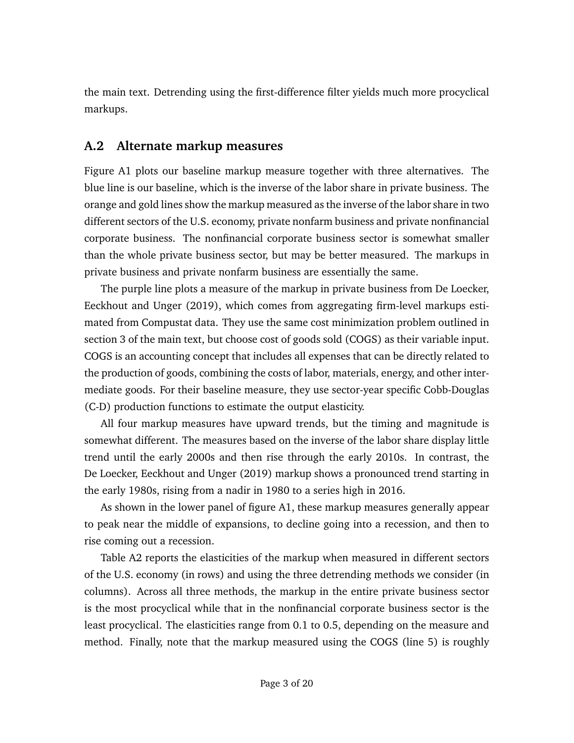the main text. Detrending using the first-difference filter yields much more procyclical markups.

## A.2 Alternate markup measures

Figure A1 plots our baseline markup measure together with three alternatives. The blue line is our baseline, which is the inverse of the labor share in private business. The orange and gold lines show the markup measured as the inverse of the labor share in two different sectors of the U.S. economy, private nonfarm business and private nonfinancial corporate business. The nonfinancial corporate business sector is somewhat smaller than the whole private business sector, but may be better measured. The markups in private business and private nonfarm business are essentially the same.

The purple line plots a measure of the markup in private business from De Loecker, Eeckhout and Unger (2019), which comes from aggregating firm-level markups estimated from Compustat data. They use the same cost minimization problem outlined in section 3 of the main text, but choose cost of goods sold (COGS) as their variable input. COGS is an accounting concept that includes all expenses that can be directly related to the production of goods, combining the costs of labor, materials, energy, and other intermediate goods. For their baseline measure, they use sector-year specific Cobb-Douglas (C-D) production functions to estimate the output elasticity.

All four markup measures have upward trends, but the timing and magnitude is somewhat different. The measures based on the inverse of the labor share display little trend until the early 2000s and then rise through the early 2010s. In contrast, the De Loecker, Eeckhout and Unger (2019) markup shows a pronounced trend starting in the early 1980s, rising from a nadir in 1980 to a series high in 2016.

As shown in the lower panel of figure A1, these markup measures generally appear to peak near the middle of expansions, to decline going into a recession, and then to rise coming out a recession.

Table A2 reports the elasticities of the markup when measured in different sectors of the U.S. economy (in rows) and using the three detrending methods we consider (in columns). Across all three methods, the markup in the entire private business sector is the most procyclical while that in the nonfinancial corporate business sector is the least procyclical. The elasticities range from 0.1 to 0.5, depending on the measure and method. Finally, note that the markup measured using the COGS (line 5) is roughly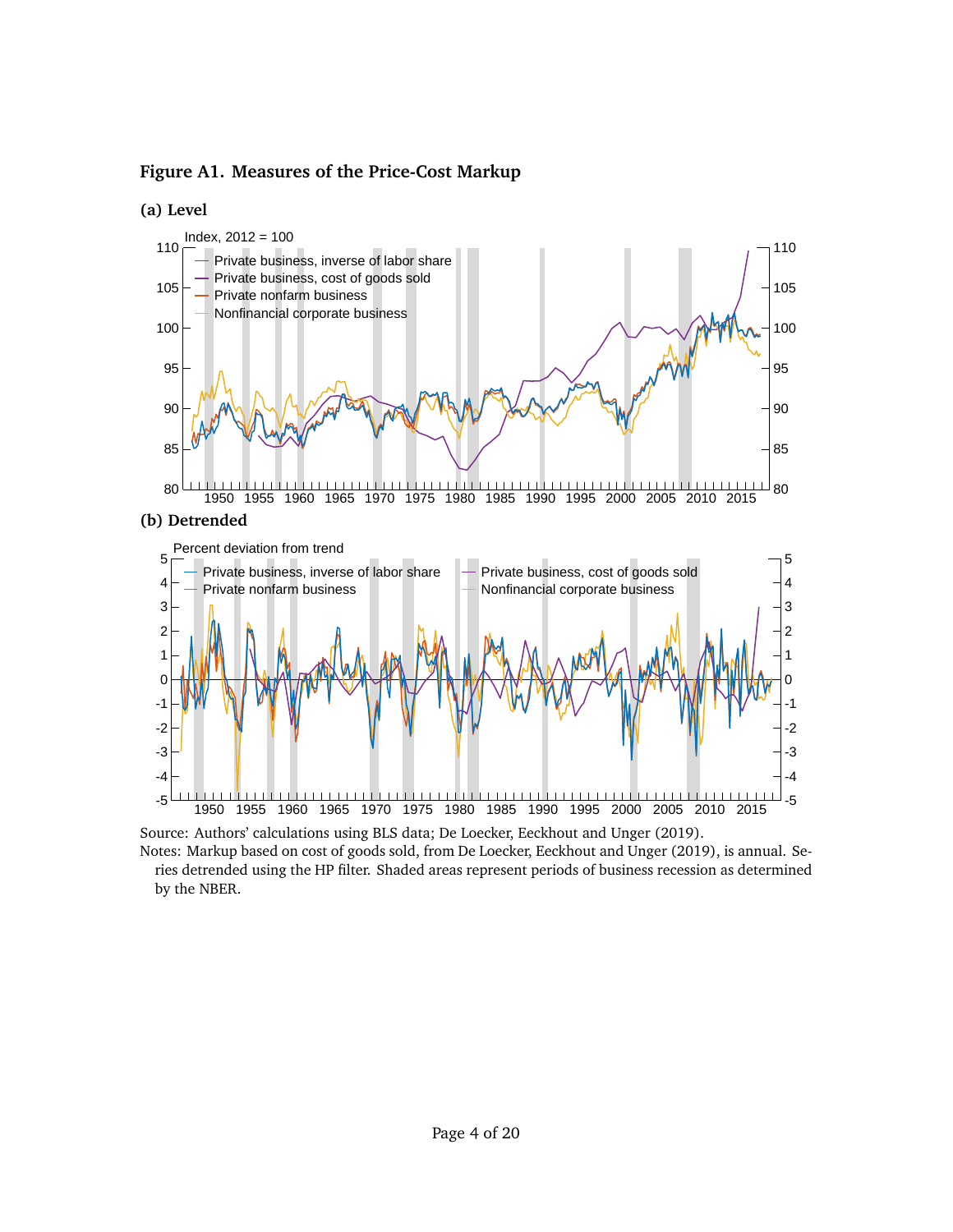**Figure A1. Measures of the Price-Cost Markup**

**(a) Level**

**(b) Detrended**

Source: Authors' calculations using BLS data; De Loecker, Eeckhout and Unger (2019).

Notes: Markup based on cost of goods sold, from De Loecker, Eeckhout and Unger (2019), is annual. Series detrended using the HP filter. Shaded areas represent periods of business recession as determined by the NBER.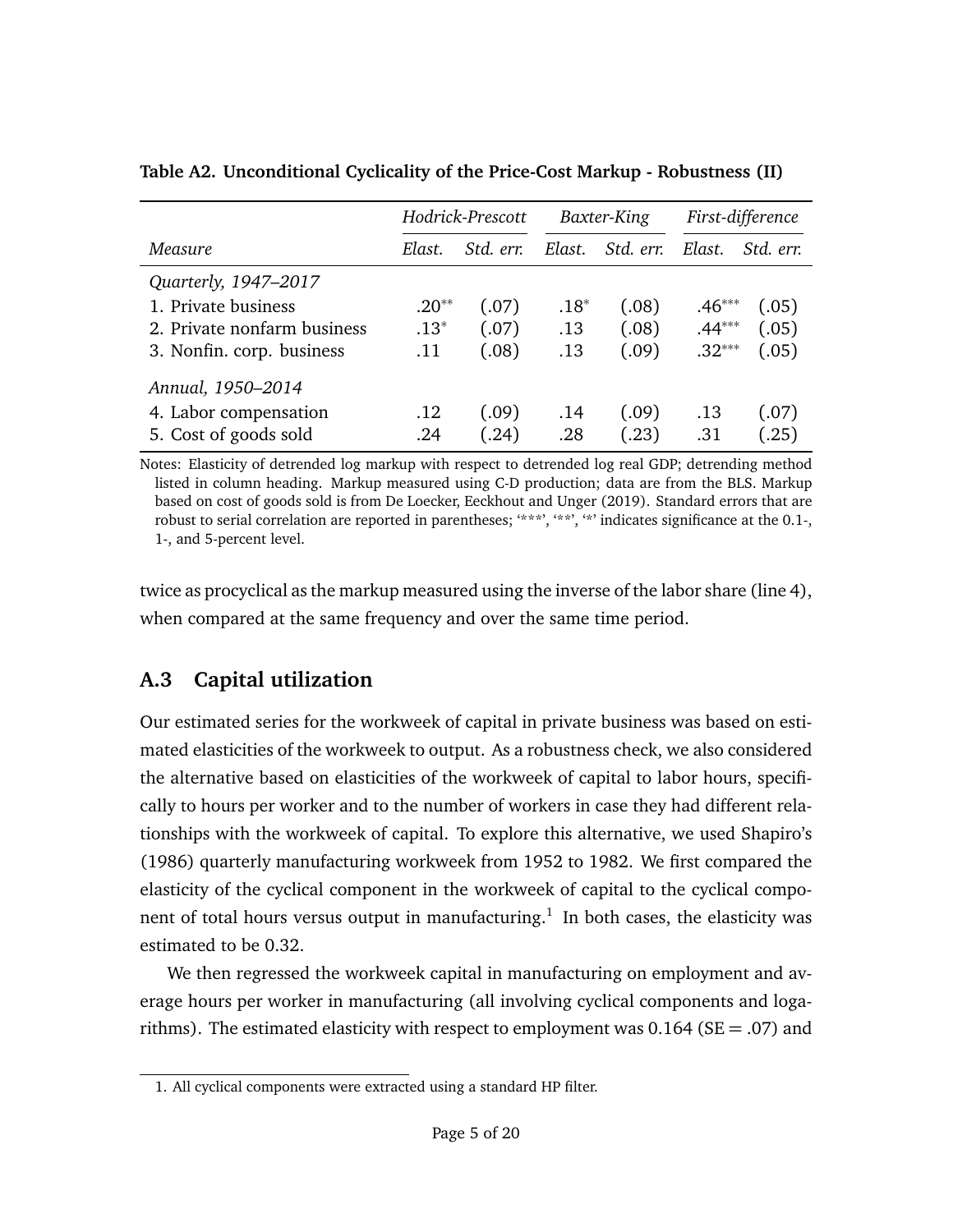**Table A2. Unconditional Cyclicality of the Price-Cost Markup - Robustness (II)**

| | *Hodrick-Prescott* | | *Baxter-King* | | *First-difference* | |
|---|---|---|---|---|---|---|
| *Measure* | *Elast.* | *Std. err.* | *Elast.* | *Std. err.* | *Elast.* | *Std. err.* |
| *Quarterly, 1947–2017* | | | | | | |
| 1. Private business | .20** | (.07) | .18* | (.08) | .46*** | (.05) |
| 2. Private nonfarm business | .13* | (.07) | .13 | (.08) | .44*** | (.05) |
| 3. Nonfin. corp. business | .11 | (.08) | .13 | (.09) | .32*** | (.05) |
| *Annual, 1950–2014* | | | | | | |
| 4. Labor compensation | .12 | (.09) | .14 | (.09) | .13 | (.07) |
| 5. Cost of goods sold | .24 | (.24) | .28 | (.23) | .31 | (.25) |

Notes: Elasticity of detrended log markup with respect to detrended log real GDP; detrending method listed in column heading. Markup measured using C-D production; data are from the BLS. Markup based on cost of goods sold is from De Loecker, Eeckhout and Unger (2019). Standard errors that are robust to serial correlation are reported in parentheses; '***', '**', '*' indicates significance at the 0.1-, 1-, and 5-percent level.

twice as procyclical as the markup measured using the inverse of the labor share (line 4), when compared at the same frequency and over the same time period.

## A.3 Capital utilization

Our estimated series for the workweek of capital in private business was based on estimated elasticities of the workweek to output. As a robustness check, we also considered the alternative based on elasticities of the workweek of capital to labor hours, specifically to hours per worker and to the number of workers in case they had different relationships with the workweek of capital. To explore this alternative, we used Shapiro's (1986) quarterly manufacturing workweek from 1952 to 1982. We first compared the elasticity of the cyclical component in the workweek of capital to the cyclical component of total hours versus output in manufacturing.[1] In both cases, the elasticity was estimated to be 0.32.

We then regressed the workweek capital in manufacturing on employment and average hours per worker in manufacturing (all involving cyclical components and logarithms). The estimated elasticity with respect to employment was 0.164 (SE = .07) and

1. All cyclical components were extracted using a standard HP filter.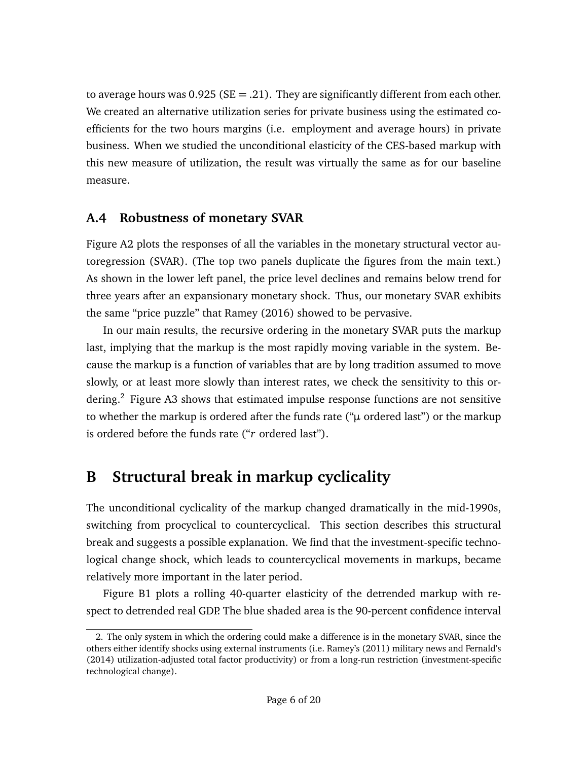to average hours was 0.925 (SE = .21). They are significantly different from each other. We created an alternative utilization series for private business using the estimated coefficients for the two hours margins (i.e. employment and average hours) in private business. When we studied the unconditional elasticity of the CES-based markup with this new measure of utilization, the result was virtually the same as for our baseline measure.

### A.4 Robustness of monetary SVAR

Figure A2 plots the responses of all the variables in the monetary structural vector autoregression (SVAR). (The top two panels duplicate the figures from the main text.) As shown in the lower left panel, the price level declines and remains below trend for three years after an expansionary monetary shock. Thus, our monetary SVAR exhibits the same "price puzzle" that Ramey (2016) showed to be pervasive.

In our main results, the recursive ordering in the monetary SVAR puts the markup last, implying that the markup is the most rapidly moving variable in the system. Because the markup is a function of variables that are by long tradition assumed to move slowly, or at least more slowly than interest rates, we check the sensitivity to this ordering.[2] Figure A3 shows that estimated impulse response functions are not sensitive to whether the markup is ordered after the funds rate ("$\mu$ ordered last") or the markup is ordered before the funds rate ("$r$ ordered last").

## B Structural break in markup cyclicality

The unconditional cyclicality of the markup changed dramatically in the mid-1990s, switching from procyclical to countercyclical. This section describes this structural break and suggests a possible explanation. We find that the investment-specific technological change shock, which leads to countercyclical movements in markups, became relatively more important in the later period.

Figure B1 plots a rolling 40-quarter elasticity of the detrended markup with respect to detrended real GDP. The blue shaded area is the 90-percent confidence interval

2. The only system in which the ordering could make a difference is in the monetary SVAR, since the others either identify shocks using external instruments (i.e. Ramey's (2011) military news and Fernald's (2014) utilization-adjusted total factor productivity) or from a long-run restriction (investment-specific technological change).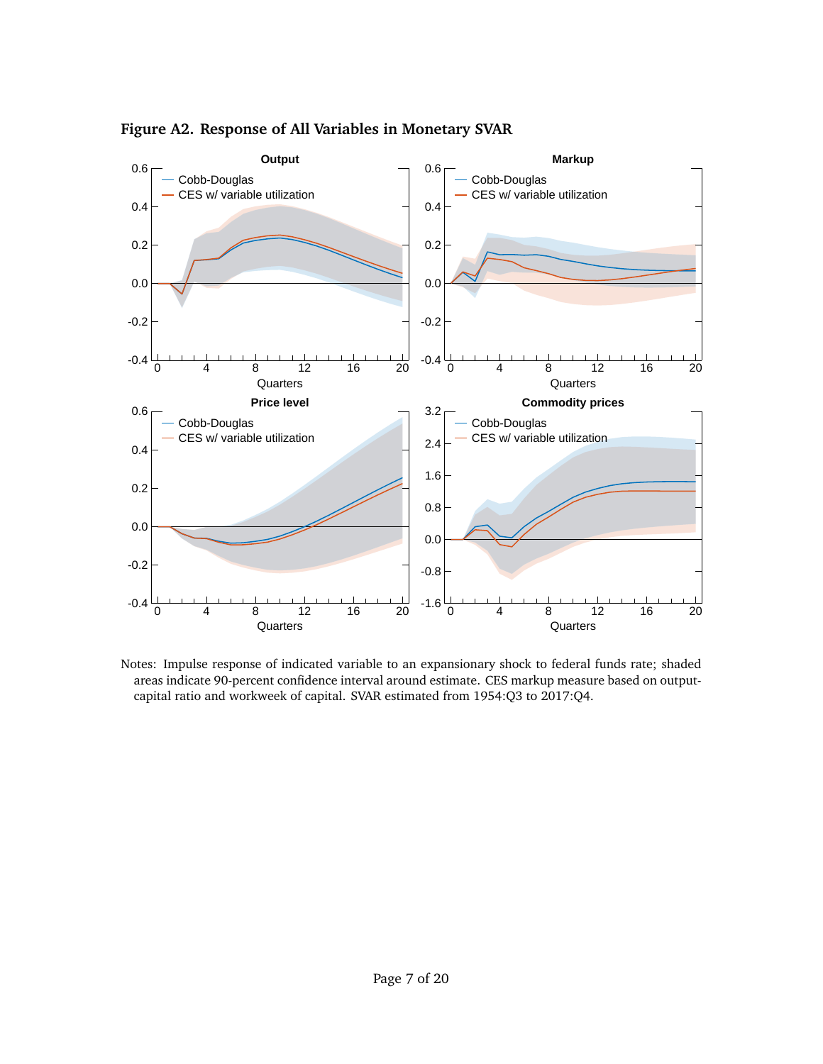**Figure A2. Response of All Variables in Monetary SVAR**

Notes: Impulse response of indicated variable to an expansionary shock to federal funds rate; shaded areas indicate 90-percent confidence interval around estimate. CES markup measure based on output-capital ratio and workweek of capital. SVAR estimated from 1954:Q3 to 2017:Q4.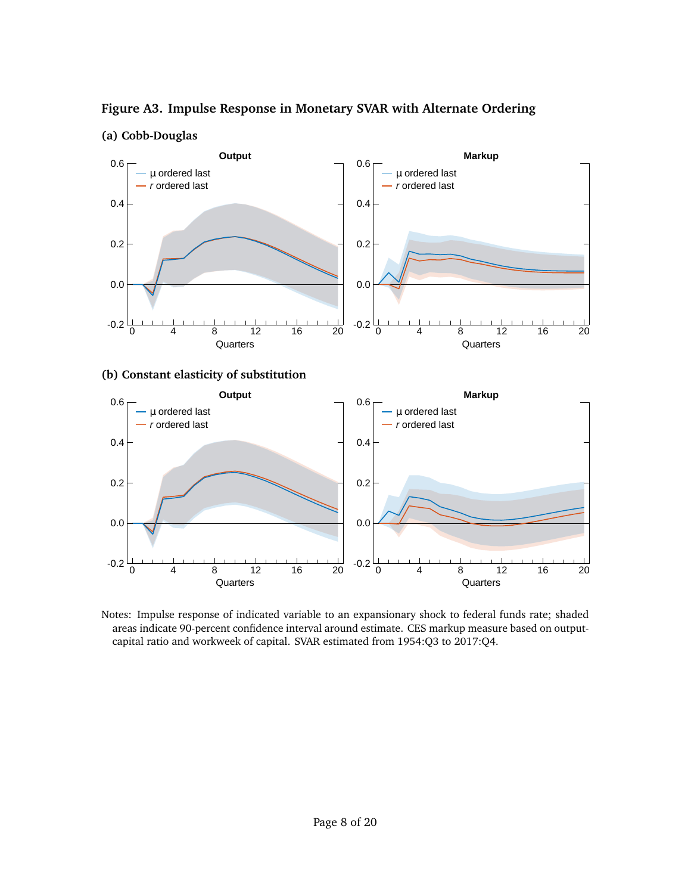**Figure A3. Impulse Response in Monetary SVAR with Alternate Ordering**

**(a) Cobb-Douglas**

**(b) Constant elasticity of substitution**

Notes: Impulse response of indicated variable to an expansionary shock to federal funds rate; shaded areas indicate 90-percent confidence interval around estimate. CES markup measure based on output-capital ratio and workweek of capital. SVAR estimated from 1954:Q3 to 2017:Q4.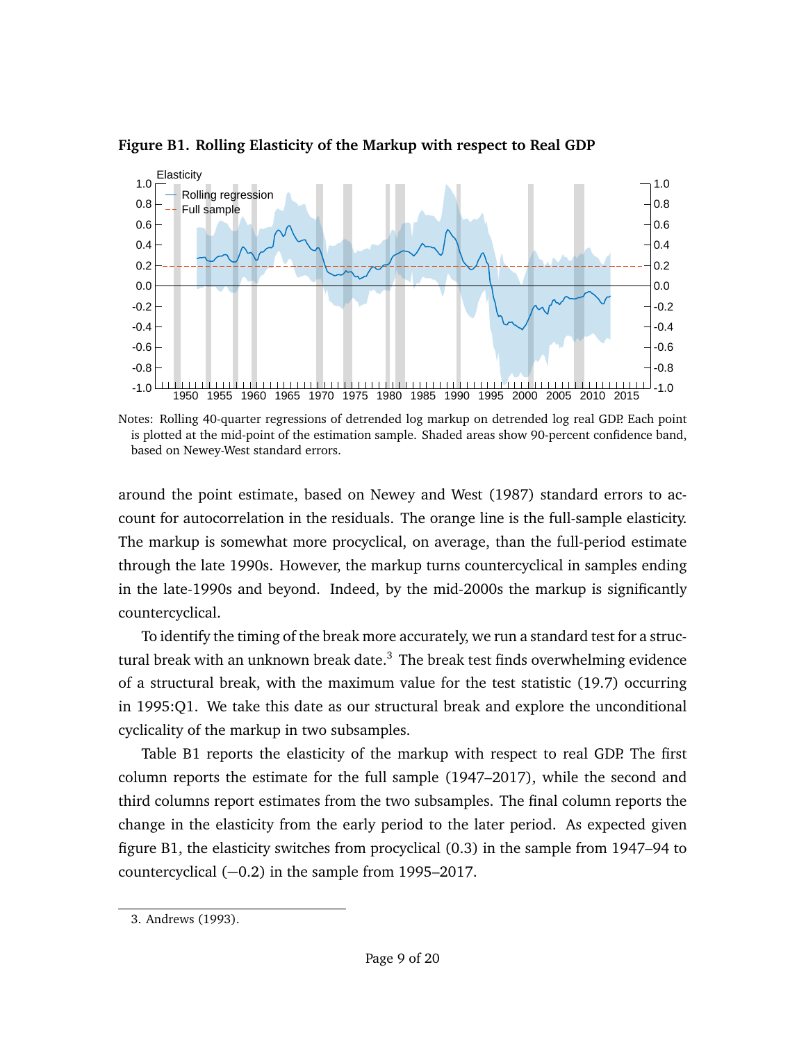**Figure B1. Rolling Elasticity of the Markup with respect to Real GDP**

Notes: Rolling 40-quarter regressions of detrended log markup on detrended log real GDP. Each point is plotted at the mid-point of the estimation sample. Shaded areas show 90-percent confidence band, based on Newey-West standard errors.

around the point estimate, based on Newey and West (1987) standard errors to account for autocorrelation in the residuals. The orange line is the full-sample elasticity. The markup is somewhat more procyclical, on average, than the full-period estimate through the late 1990s. However, the markup turns countercyclical in samples ending in the late-1990s and beyond. Indeed, by the mid-2000s the markup is significantly countercyclical.

To identify the timing of the break more accurately, we run a standard test for a structural break with an unknown break date.[3] The break test finds overwhelming evidence of a structural break, with the maximum value for the test statistic (19.7) occurring in 1995:Q1. We take this date as our structural break and explore the unconditional cyclicality of the markup in two subsamples.

Table B1 reports the elasticity of the markup with respect to real GDP. The first column reports the estimate for the full sample (1947–2017), while the second and third columns report estimates from the two subsamples. The final column reports the change in the elasticity from the early period to the later period. As expected given figure B1, the elasticity switches from procyclical (0.3) in the sample from 1947–94 to countercyclical (−0.2) in the sample from 1995–2017.

3. Andrews (1993).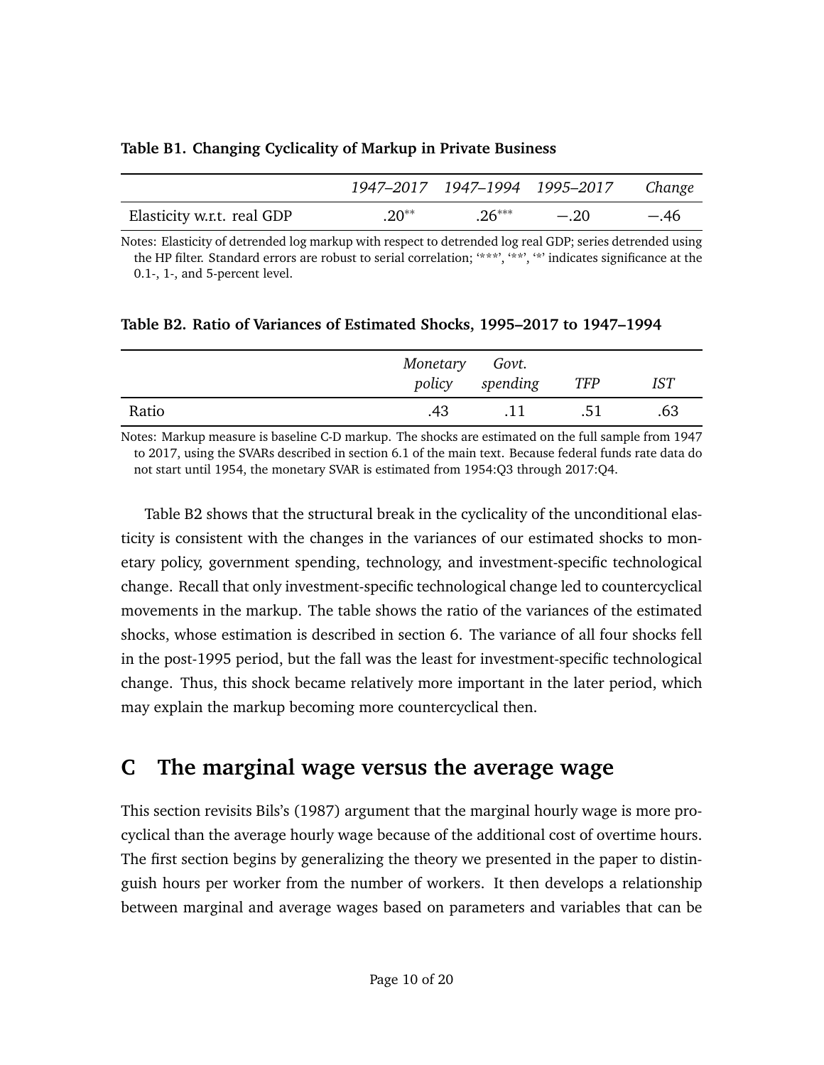**Table B1. Changing Cyclicality of Markup in Private Business**

| | *1947–2017* | *1947–1994* | *1995–2017* | *Change* |
|---|---|---|---|---|
| Elasticity w.r.t. real GDP | $.20^{**}$ | $.26^{***}$ | $-.20$ | $-.46$ |

Notes: Elasticity of detrended log markup with respect to detrended log real GDP; series detrended using the HP filter. Standard errors are robust to serial correlation; '\*\*\*', '\*\*', '\*' indicates significance at the 0.1-, 1-, and 5-percent level.

**Table B2. Ratio of Variances of Estimated Shocks, 1995–2017 to 1947–1994**

| | *Monetary policy* | *Govt. spending* | *TFP* | *IST* |
|---|---|---|---|---|
| Ratio | .43 | .11 | .51 | .63 |

Notes: Markup measure is baseline C-D markup. The shocks are estimated on the full sample from 1947 to 2017, using the SVARs described in section 6.1 of the main text. Because federal funds rate data do not start until 1954, the monetary SVAR is estimated from 1954:Q3 through 2017:Q4.

Table B2 shows that the structural break in the cyclicality of the unconditional elasticity is consistent with the changes in the variances of our estimated shocks to monetary policy, government spending, technology, and investment-specific technological change. Recall that only investment-specific technological change led to countercyclical movements in the markup. The table shows the ratio of the variances of the estimated shocks, whose estimation is described in section 6. The variance of all four shocks fell in the post-1995 period, but the fall was the least for investment-specific technological change. Thus, this shock became relatively more important in the later period, which may explain the markup becoming more countercyclical then.

# C The marginal wage versus the average wage

This section revisits Bils's (1987) argument that the marginal hourly wage is more procyclical than the average hourly wage because of the additional cost of overtime hours. The first section begins by generalizing the theory we presented in the paper to distinguish hours per worker from the number of workers. It then develops a relationship between marginal and average wages based on parameters and variables that can be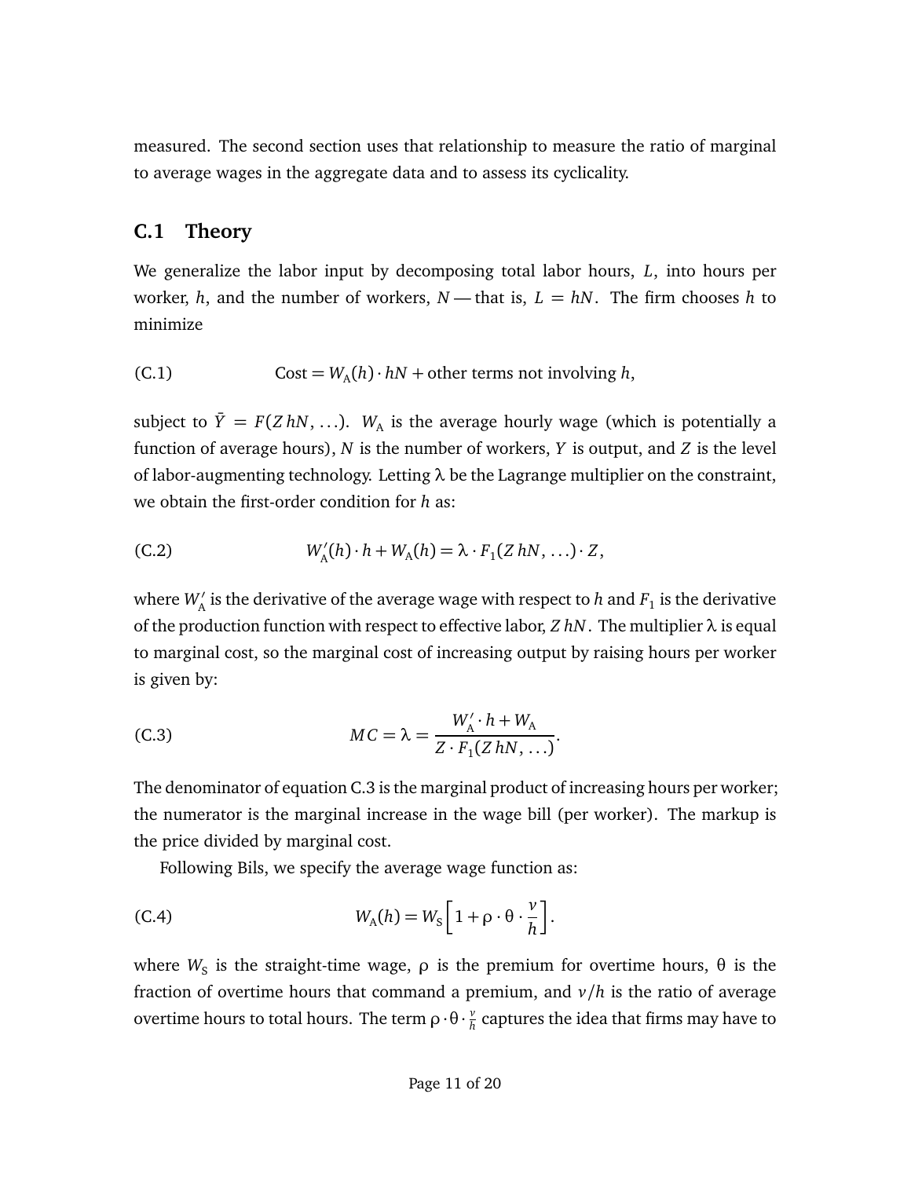measured. The second section uses that relationship to measure the ratio of marginal to average wages in the aggregate data and to assess its cyclicality.

## C.1 Theory

We generalize the labor input by decomposing total labor hours, $L$, into hours per worker, $h$, and the number of workers, $N$ — that is, $L = hN$. The firm chooses $h$ to minimize

$$\text{Cost} = W_{\text{A}}(h) \cdot hN + \text{other terms not involving } h, \tag{C.1}$$

subject to $\bar{Y} = F(Z\,hN, \ldots)$. $W_{\text{A}}$ is the average hourly wage (which is potentially a function of average hours), $N$ is the number of workers, $Y$ is output, and $Z$ is the level of labor-augmenting technology. Letting $\lambda$ be the Lagrange multiplier on the constraint, we obtain the first-order condition for $h$ as:

$$W_{\text{A}}'(h) \cdot h + W_{\text{A}}(h) = \lambda \cdot F_1(Z\,hN, \ldots) \cdot Z, \tag{C.2}$$

where $W_{\text{A}}'$ is the derivative of the average wage with respect to $h$ and $F_1$ is the derivative of the production function with respect to effective labor, $Z\,hN$. The multiplier $\lambda$ is equal to marginal cost, so the marginal cost of increasing output by raising hours per worker is given by:

$$MC = \lambda = \frac{W_{\text{A}}' \cdot h + W_{\text{A}}}{Z \cdot F_1(Z\,hN, \ldots)}. \tag{C.3}$$

The denominator of equation C.3 is the marginal product of increasing hours per worker; the numerator is the marginal increase in the wage bill (per worker). The markup is the price divided by marginal cost.

Following Bils, we specify the average wage function as:

$$W_{\text{A}}(h) = W_{\text{S}}\left[1 + \rho \cdot \theta \cdot \frac{v}{h}\right]. \tag{C.4}$$

where $W_{\text{S}}$ is the straight-time wage, $\rho$ is the premium for overtime hours, $\theta$ is the fraction of overtime hours that command a premium, and $v/h$ is the ratio of average overtime hours to total hours. The term $\rho \cdot \theta \cdot \frac{v}{h}$ captures the idea that firms may have to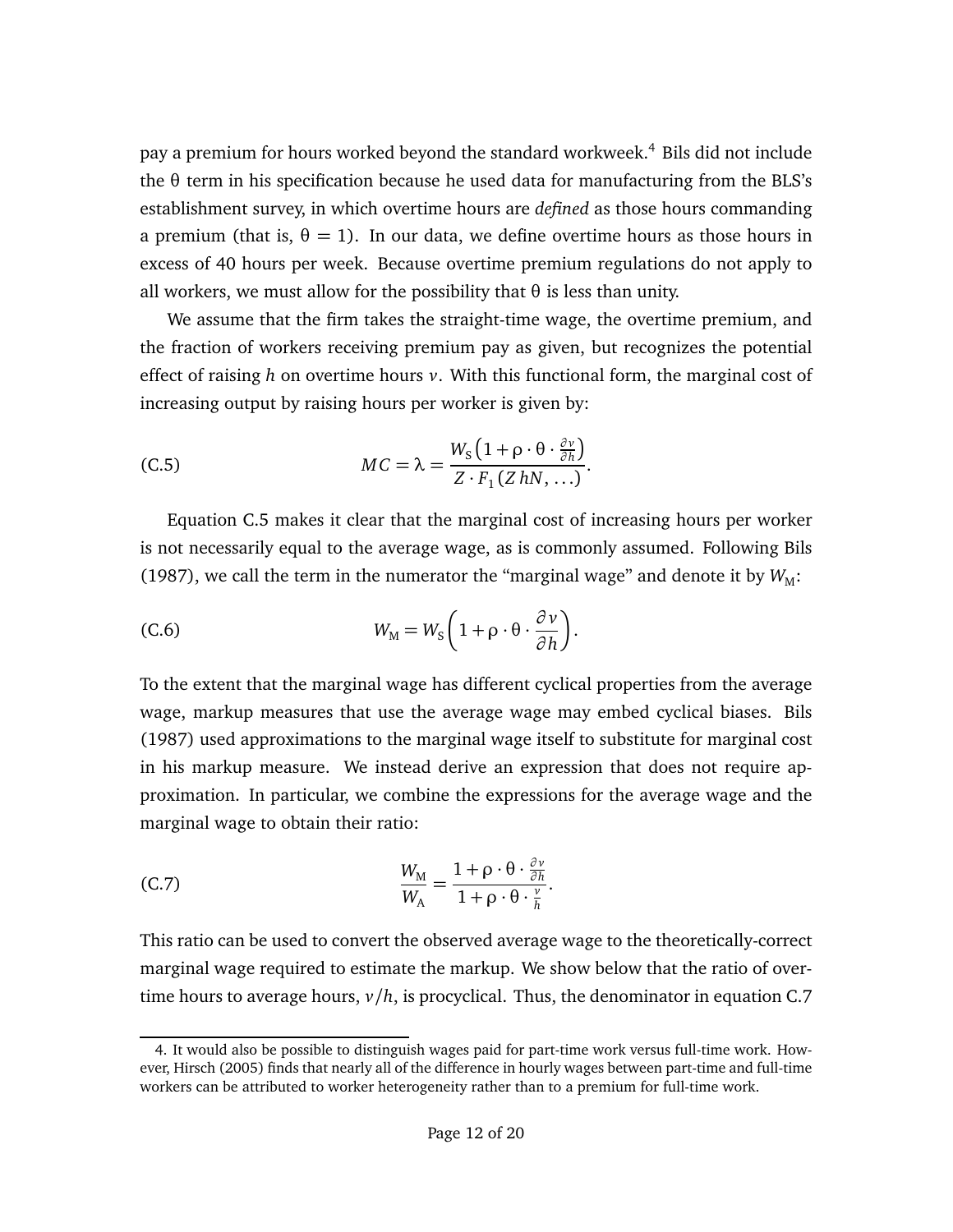pay a premium for hours worked beyond the standard workweek.[4] Bils did not include the $\theta$ term in his specification because he used data for manufacturing from the BLS's establishment survey, in which overtime hours are *defined* as those hours commanding a premium (that is, $\theta = 1$). In our data, we define overtime hours as those hours in excess of 40 hours per week. Because overtime premium regulations do not apply to all workers, we must allow for the possibility that $\theta$ is less than unity.

We assume that the firm takes the straight-time wage, the overtime premium, and the fraction of workers receiving premium pay as given, but recognizes the potential effect of raising $h$ on overtime hours $v$. With this functional form, the marginal cost of increasing output by raising hours per worker is given by:

$$MC = \lambda = \frac{W_S\left(1 + \rho \cdot \theta \cdot \frac{\partial v}{\partial h}\right)}{Z \cdot F_1\left(Z\, hN, \ldots\right)}. \tag{C.5}$$

Equation C.5 makes it clear that the marginal cost of increasing hours per worker is not necessarily equal to the average wage, as is commonly assumed. Following Bils (1987), we call the term in the numerator the "marginal wage" and denote it by $W_M$:

$$W_M = W_S\left(1 + \rho \cdot \theta \cdot \frac{\partial v}{\partial h}\right). \tag{C.6}$$

To the extent that the marginal wage has different cyclical properties from the average wage, markup measures that use the average wage may embed cyclical biases. Bils (1987) used approximations to the marginal wage itself to substitute for marginal cost in his markup measure. We instead derive an expression that does not require approximation. In particular, we combine the expressions for the average wage and the marginal wage to obtain their ratio:

$$\frac{W_M}{W_A} = \frac{1 + \rho \cdot \theta \cdot \frac{\partial v}{\partial h}}{1 + \rho \cdot \theta \cdot \frac{v}{h}}. \tag{C.7}$$

This ratio can be used to convert the observed average wage to the theoretically-correct marginal wage required to estimate the markup. We show below that the ratio of overtime hours to average hours, $v/h$, is procyclical. Thus, the denominator in equation C.7

4. It would also be possible to distinguish wages paid for part-time work versus full-time work. However, Hirsch (2005) finds that nearly all of the difference in hourly wages between part-time and full-time workers can be attributed to worker heterogeneity rather than to a premium for full-time work.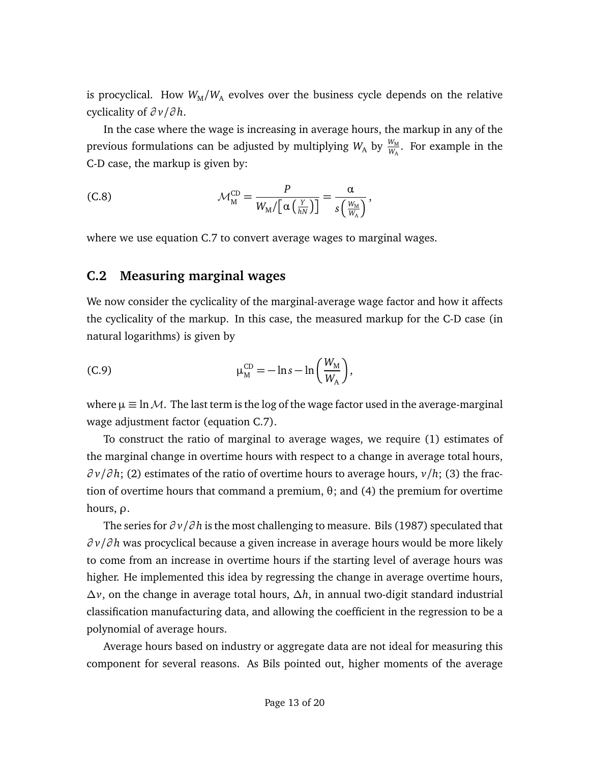is procyclical. How $W_M/W_A$ evolves over the business cycle depends on the relative cyclicality of $\partial v/\partial h$.

In the case where the wage is increasing in average hours, the markup in any of the previous formulations can be adjusted by multiplying $W_A$ by $\frac{W_M}{W_A}$. For example in the C-D case, the markup is given by:

$$\mathcal{M}_M^{CD} = \frac{P}{W_M / \left[\alpha\left(\frac{Y}{hN}\right)\right]} = \frac{\alpha}{s\left(\frac{W_M}{W_A}\right)}, \tag{C.8}$$

where we use equation C.7 to convert average wages to marginal wages.

## C.2 Measuring marginal wages

We now consider the cyclicality of the marginal-average wage factor and how it affects the cyclicality of the markup. In this case, the measured markup for the C-D case (in natural logarithms) is given by

$$\mu_M^{CD} = -\ln s - \ln\left(\frac{W_M}{W_A}\right), \tag{C.9}$$

where $\mu \equiv \ln \mathcal{M}$. The last term is the log of the wage factor used in the average-marginal wage adjustment factor (equation C.7).

To construct the ratio of marginal to average wages, we require (1) estimates of the marginal change in overtime hours with respect to a change in average total hours, $\partial v/\partial h$; (2) estimates of the ratio of overtime hours to average hours, $v/h$; (3) the fraction of overtime hours that command a premium, $\theta$; and (4) the premium for overtime hours, $\rho$.

The series for $\partial v/\partial h$ is the most challenging to measure. Bils (1987) speculated that $\partial v/\partial h$ was procyclical because a given increase in average hours would be more likely to come from an increase in overtime hours if the starting level of average hours was higher. He implemented this idea by regressing the change in average overtime hours, $\Delta v$, on the change in average total hours, $\Delta h$, in annual two-digit standard industrial classification manufacturing data, and allowing the coefficient in the regression to be a polynomial of average hours.

Average hours based on industry or aggregate data are not ideal for measuring this component for several reasons. As Bils pointed out, higher moments of the average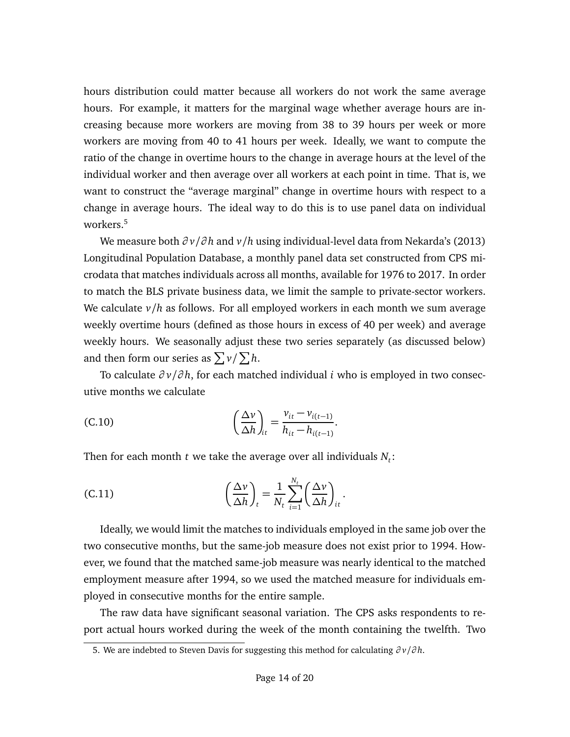hours distribution could matter because all workers do not work the same average hours. For example, it matters for the marginal wage whether average hours are increasing because more workers are moving from 38 to 39 hours per week or more workers are moving from 40 to 41 hours per week. Ideally, we want to compute the ratio of the change in overtime hours to the change in average hours at the level of the individual worker and then average over all workers at each point in time. That is, we want to construct the "average marginal" change in overtime hours with respect to a change in average hours. The ideal way to do this is to use panel data on individual workers.[5]

We measure both $\partial v / \partial h$ and $v/h$ using individual-level data from Nekarda's (2013) Longitudinal Population Database, a monthly panel data set constructed from CPS microdata that matches individuals across all months, available for 1976 to 2017. In order to match the BLS private business data, we limit the sample to private-sector workers. We calculate $v/h$ as follows. For all employed workers in each month we sum average weekly overtime hours (defined as those hours in excess of 40 per week) and average weekly hours. We seasonally adjust these two series separately (as discussed below) and then form our series as $\sum v / \sum h$.

To calculate $\partial v / \partial h$, for each matched individual $i$ who is employed in two consecutive months we calculate

$$\left(\frac{\Delta v}{\Delta h}\right)_{it} = \frac{v_{it} - v_{i(t-1)}}{h_{it} - h_{i(t-1)}}. \tag{C.10}$$

Then for each month $t$ we take the average over all individuals $N_t$:

$$\left(\frac{\Delta v}{\Delta h}\right)_{t} = \frac{1}{N_t} \sum_{i=1}^{N_t} \left(\frac{\Delta v}{\Delta h}\right)_{it}. \tag{C.11}$$

Ideally, we would limit the matches to individuals employed in the same job over the two consecutive months, but the same-job measure does not exist prior to 1994. However, we found that the matched same-job measure was nearly identical to the matched employment measure after 1994, so we used the matched measure for individuals employed in consecutive months for the entire sample.

The raw data have significant seasonal variation. The CPS asks respondents to report actual hours worked during the week of the month containing the twelfth. Two

5. We are indebted to Steven Davis for suggesting this method for calculating $\partial v / \partial h$.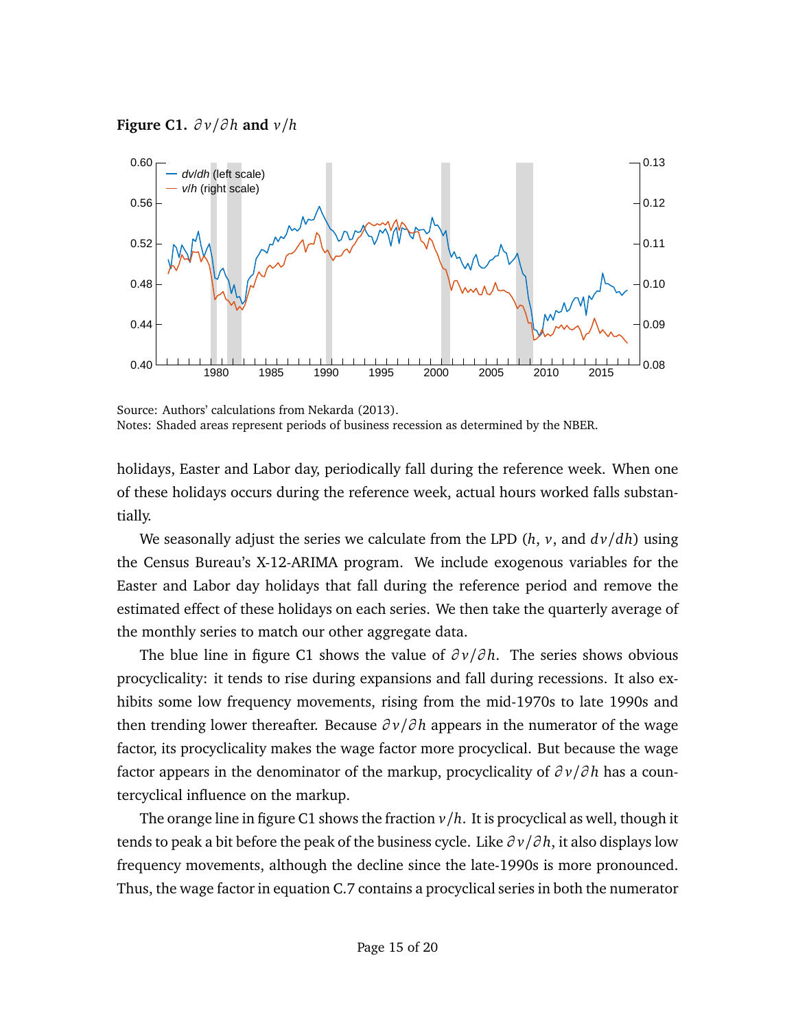**Figure C1.** $\partial v/\partial h$ **and** $v/h$

Source: Authors' calculations from Nekarda (2013).
Notes: Shaded areas represent periods of business recession as determined by the NBER.

holidays, Easter and Labor day, periodically fall during the reference week. When one of these holidays occurs during the reference week, actual hours worked falls substantially.

We seasonally adjust the series we calculate from the LPD ($h$, $v$, and $dv/dh$) using the Census Bureau's X-12-ARIMA program. We include exogenous variables for the Easter and Labor day holidays that fall during the reference period and remove the estimated effect of these holidays on each series. We then take the quarterly average of the monthly series to match our other aggregate data.

The blue line in figure C1 shows the value of $\partial v/\partial h$. The series shows obvious procyclicality: it tends to rise during expansions and fall during recessions. It also exhibits some low frequency movements, rising from the mid-1970s to late 1990s and then trending lower thereafter. Because $\partial v/\partial h$ appears in the numerator of the wage factor, its procyclicality makes the wage factor more procyclical. But because the wage factor appears in the denominator of the markup, procyclicality of $\partial v/\partial h$ has a countercyclical influence on the markup.

The orange line in figure C1 shows the fraction $v/h$. It is procyclical as well, though it tends to peak a bit before the peak of the business cycle. Like $\partial v/\partial h$, it also displays low frequency movements, although the decline since the late-1990s is more pronounced. Thus, the wage factor in equation C.7 contains a procyclical series in both the numerator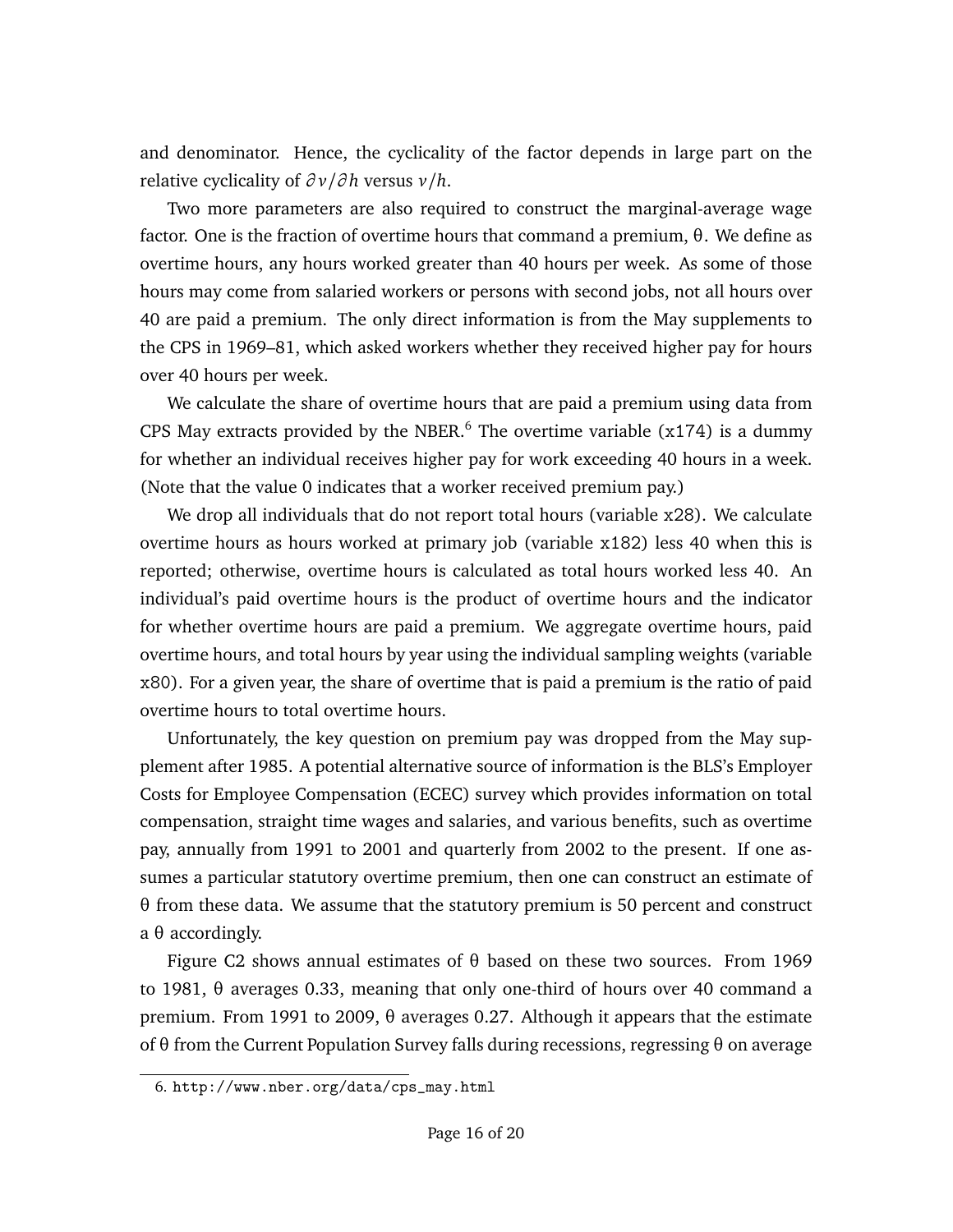and denominator. Hence, the cyclicality of the factor depends in large part on the relative cyclicality of $\partial v/\partial h$ versus $v/h$.

Two more parameters are also required to construct the marginal-average wage factor. One is the fraction of overtime hours that command a premium, $\theta$. We define as overtime hours, any hours worked greater than 40 hours per week. As some of those hours may come from salaried workers or persons with second jobs, not all hours over 40 are paid a premium. The only direct information is from the May supplements to the CPS in 1969–81, which asked workers whether they received higher pay for hours over 40 hours per week.

We calculate the share of overtime hours that are paid a premium using data from CPS May extracts provided by the NBER.[6] The overtime variable (`x174`) is a dummy for whether an individual receives higher pay for work exceeding 40 hours in a week. (Note that the value 0 indicates that a worker received premium pay.)

We drop all individuals that do not report total hours (variable `x28`). We calculate overtime hours as hours worked at primary job (variable `x182`) less 40 when this is reported; otherwise, overtime hours is calculated as total hours worked less 40. An individual's paid overtime hours is the product of overtime hours and the indicator for whether overtime hours are paid a premium. We aggregate overtime hours, paid overtime hours, and total hours by year using the individual sampling weights (variable `x80`). For a given year, the share of overtime that is paid a premium is the ratio of paid overtime hours to total overtime hours.

Unfortunately, the key question on premium pay was dropped from the May supplement after 1985. A potential alternative source of information is the BLS's Employer Costs for Employee Compensation (ECEC) survey which provides information on total compensation, straight time wages and salaries, and various benefits, such as overtime pay, annually from 1991 to 2001 and quarterly from 2002 to the present. If one assumes a particular statutory overtime premium, then one can construct an estimate of $\theta$ from these data. We assume that the statutory premium is 50 percent and construct a $\theta$ accordingly.

Figure C2 shows annual estimates of $\theta$ based on these two sources. From 1969 to 1981, $\theta$ averages 0.33, meaning that only one-third of hours over 40 command a premium. From 1991 to 2009, $\theta$ averages 0.27. Although it appears that the estimate of $\theta$ from the Current Population Survey falls during recessions, regressing $\theta$ on average

6. http://www.nber.org/data/cps_may.html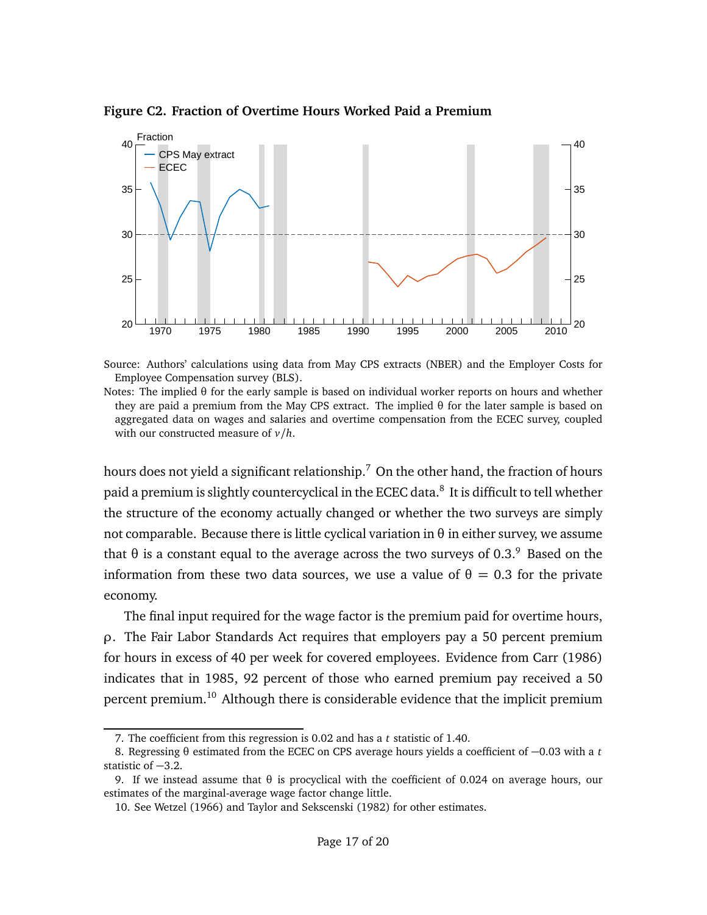**Figure C2. Fraction of Overtime Hours Worked Paid a Premium**

Source: Authors' calculations using data from May CPS extracts (NBER) and the Employer Costs for Employee Compensation survey (BLS).

Notes: The implied θ for the early sample is based on individual worker reports on hours and whether they are paid a premium from the May CPS extract. The implied θ for the later sample is based on aggregated data on wages and salaries and overtime compensation from the ECEC survey, coupled with our constructed measure of $v/h$.

hours does not yield a significant relationship.[7] On the other hand, the fraction of hours paid a premium is slightly countercyclical in the ECEC data.[8] It is difficult to tell whether the structure of the economy actually changed or whether the two surveys are simply not comparable. Because there is little cyclical variation in θ in either survey, we assume that θ is a constant equal to the average across the two surveys of 0.3.[9] Based on the information from these two data sources, we use a value of $\theta = 0.3$ for the private economy.

The final input required for the wage factor is the premium paid for overtime hours, ρ. The Fair Labor Standards Act requires that employers pay a 50 percent premium for hours in excess of 40 per week for covered employees. Evidence from Carr (1986) indicates that in 1985, 92 percent of those who earned premium pay received a 50 percent premium.[10] Although there is considerable evidence that the implicit premium

---

7. The coefficient from this regression is 0.02 and has a $t$ statistic of 1.40.

8. Regressing θ estimated from the ECEC on CPS average hours yields a coefficient of −0.03 with a $t$ statistic of −3.2.

9. If we instead assume that θ is procyclical with the coefficient of 0.024 on average hours, our estimates of the marginal-average wage factor change little.

10. See Wetzel (1966) and Taylor and Sekscenski (1982) for other estimates.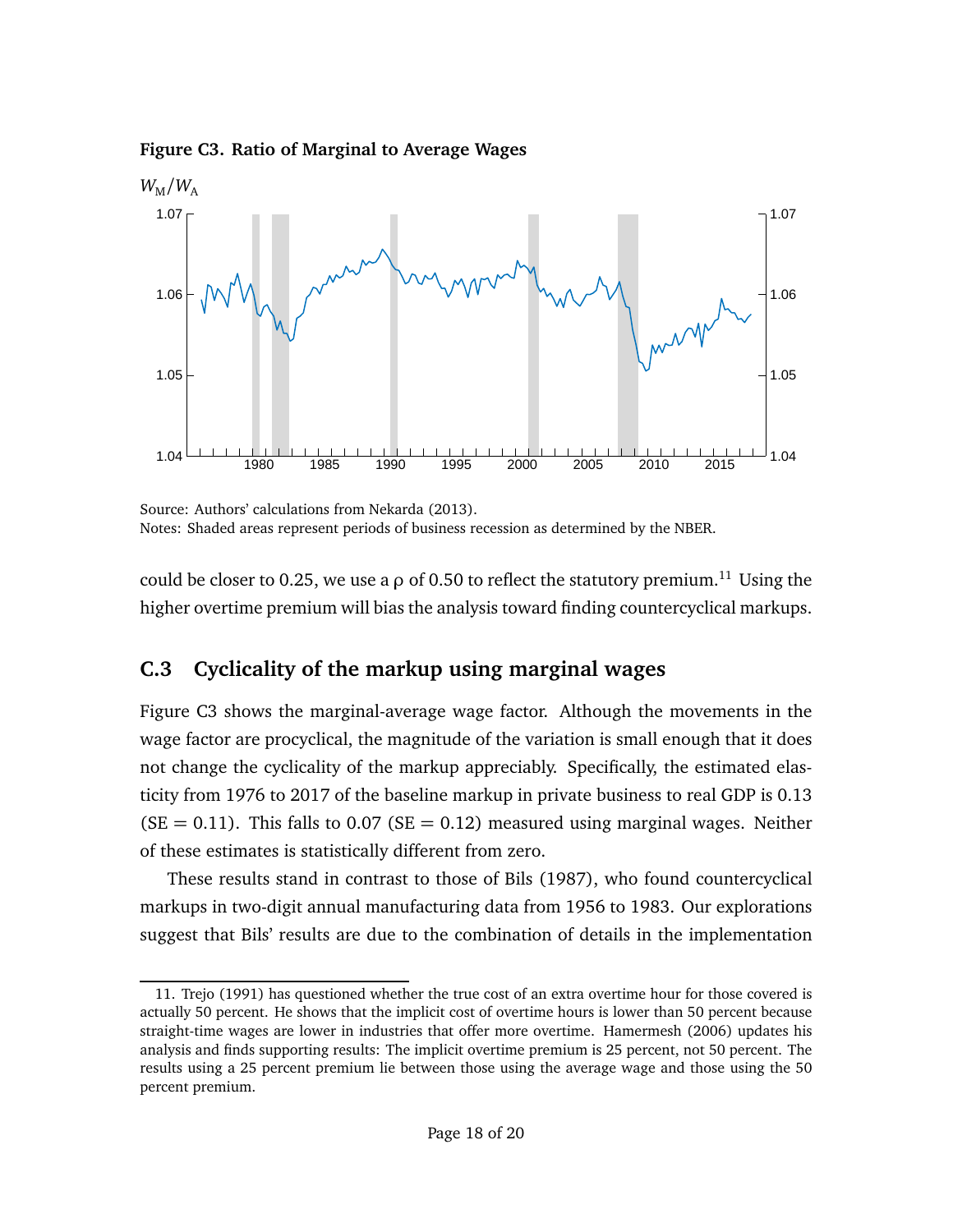**Figure C3. Ratio of Marginal to Average Wages**

Source: Authors' calculations from Nekarda (2013).
Notes: Shaded areas represent periods of business recession as determined by the NBER.

could be closer to 0.25, we use a $\rho$ of 0.50 to reflect the statutory premium.[11] Using the higher overtime premium will bias the analysis toward finding countercyclical markups.

## C.3 Cyclicality of the markup using marginal wages

Figure C3 shows the marginal-average wage factor. Although the movements in the wage factor are procyclical, the magnitude of the variation is small enough that it does not change the cyclicality of the markup appreciably. Specifically, the estimated elasticity from 1976 to 2017 of the baseline markup in private business to real GDP is 0.13 (SE = 0.11). This falls to 0.07 (SE = 0.12) measured using marginal wages. Neither of these estimates is statistically different from zero.

These results stand in contrast to those of Bils (1987), who found countercyclical markups in two-digit annual manufacturing data from 1956 to 1983. Our explorations suggest that Bils' results are due to the combination of details in the implementation

11. Trejo (1991) has questioned whether the true cost of an extra overtime hour for those covered is actually 50 percent. He shows that the implicit cost of overtime hours is lower than 50 percent because straight-time wages are lower in industries that offer more overtime. Hamermesh (2006) updates his analysis and finds supporting results: The implicit overtime premium is 25 percent, not 50 percent. The results using a 25 percent premium lie between those using the average wage and those using the 50 percent premium.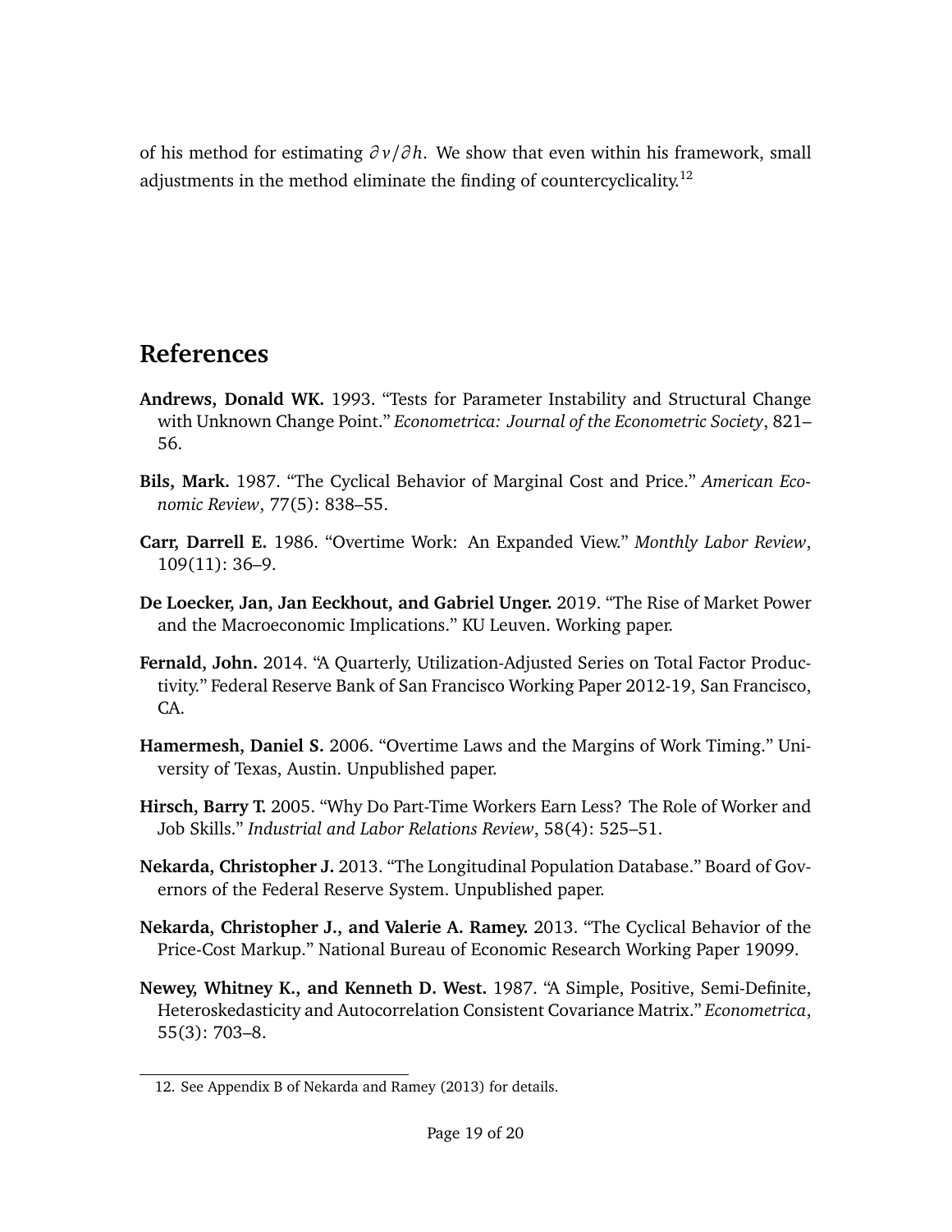of his method for estimating $\partial v/\partial h$. We show that even within his framework, small adjustments in the method eliminate the finding of countercyclicality.[12]

## References

**Andrews, Donald WK.** 1993. "Tests for Parameter Instability and Structural Change with Unknown Change Point." *Econometrica: Journal of the Econometric Society*, 821–56.

**Bils, Mark.** 1987. "The Cyclical Behavior of Marginal Cost and Price." *American Economic Review*, 77(5): 838–55.

**Carr, Darrell E.** 1986. "Overtime Work: An Expanded View." *Monthly Labor Review*, 109(11): 36–9.

**De Loecker, Jan, Jan Eeckhout, and Gabriel Unger.** 2019. "The Rise of Market Power and the Macroeconomic Implications." KU Leuven. Working paper.

**Fernald, John.** 2014. "A Quarterly, Utilization-Adjusted Series on Total Factor Productivity." Federal Reserve Bank of San Francisco Working Paper 2012-19, San Francisco, CA.

**Hamermesh, Daniel S.** 2006. "Overtime Laws and the Margins of Work Timing." University of Texas, Austin. Unpublished paper.

**Hirsch, Barry T.** 2005. "Why Do Part-Time Workers Earn Less? The Role of Worker and Job Skills." *Industrial and Labor Relations Review*, 58(4): 525–51.

**Nekarda, Christopher J.** 2013. "The Longitudinal Population Database." Board of Governors of the Federal Reserve System. Unpublished paper.

**Nekarda, Christopher J., and Valerie A. Ramey.** 2013. "The Cyclical Behavior of the Price-Cost Markup." National Bureau of Economic Research Working Paper 19099.

**Newey, Whitney K., and Kenneth D. West.** 1987. "A Simple, Positive, Semi-Definite, Heteroskedasticity and Autocorrelation Consistent Covariance Matrix." *Econometrica*, 55(3): 703–8.

12. See Appendix B of Nekarda and Ramey (2013) for details.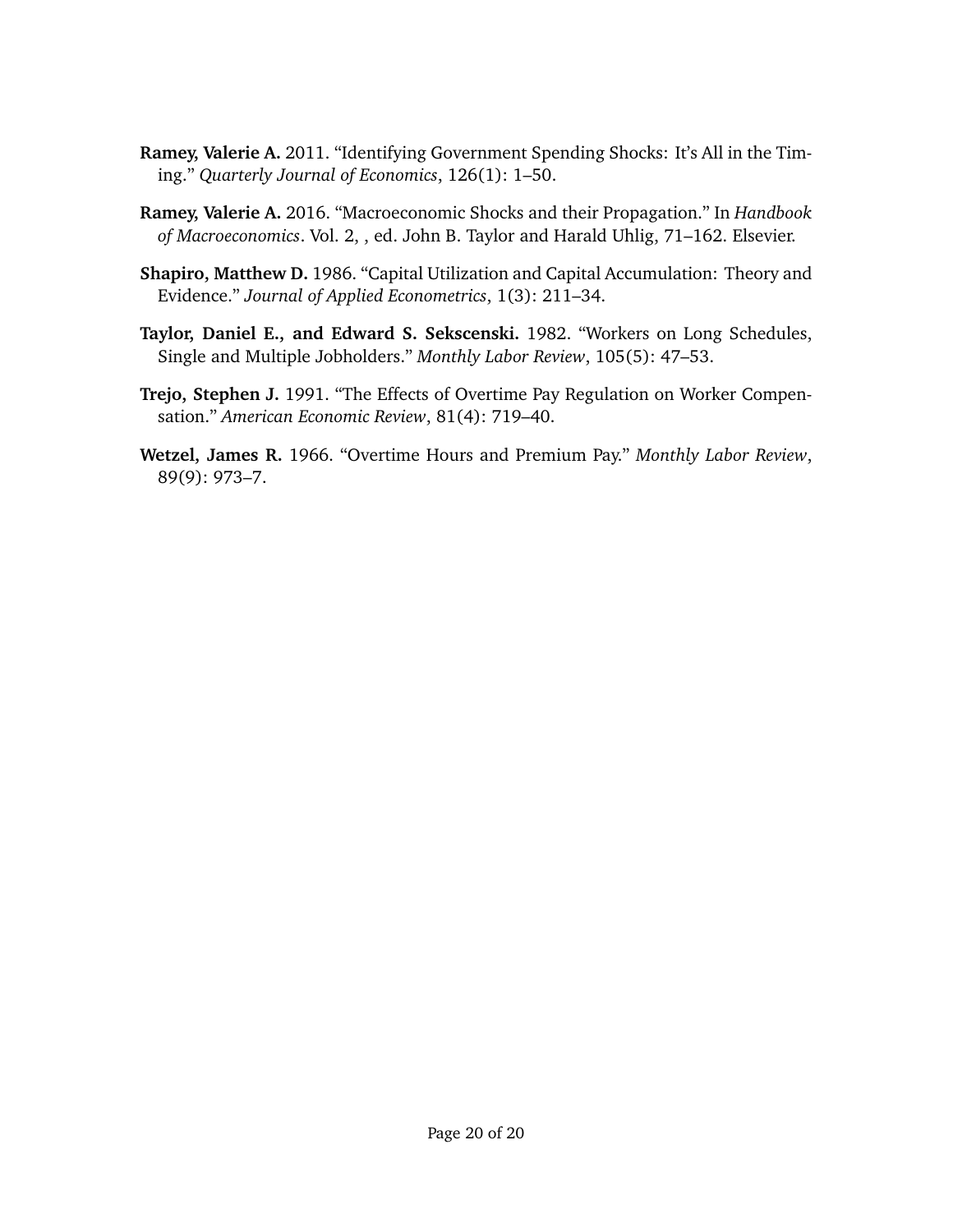**Ramey, Valerie A.** 2011. "Identifying Government Spending Shocks: It's All in the Timing." *Quarterly Journal of Economics*, 126(1): 1–50.

**Ramey, Valerie A.** 2016. "Macroeconomic Shocks and their Propagation." In *Handbook of Macroeconomics*. Vol. 2, , ed. John B. Taylor and Harald Uhlig, 71–162. Elsevier.

**Shapiro, Matthew D.** 1986. "Capital Utilization and Capital Accumulation: Theory and Evidence." *Journal of Applied Econometrics*, 1(3): 211–34.

**Taylor, Daniel E., and Edward S. Sekscenski.** 1982. "Workers on Long Schedules, Single and Multiple Jobholders." *Monthly Labor Review*, 105(5): 47–53.

**Trejo, Stephen J.** 1991. "The Effects of Overtime Pay Regulation on Worker Compensation." *American Economic Review*, 81(4): 719–40.

**Wetzel, James R.** 1966. "Overtime Hours and Premium Pay." *Monthly Labor Review*, 89(9): 973–7.